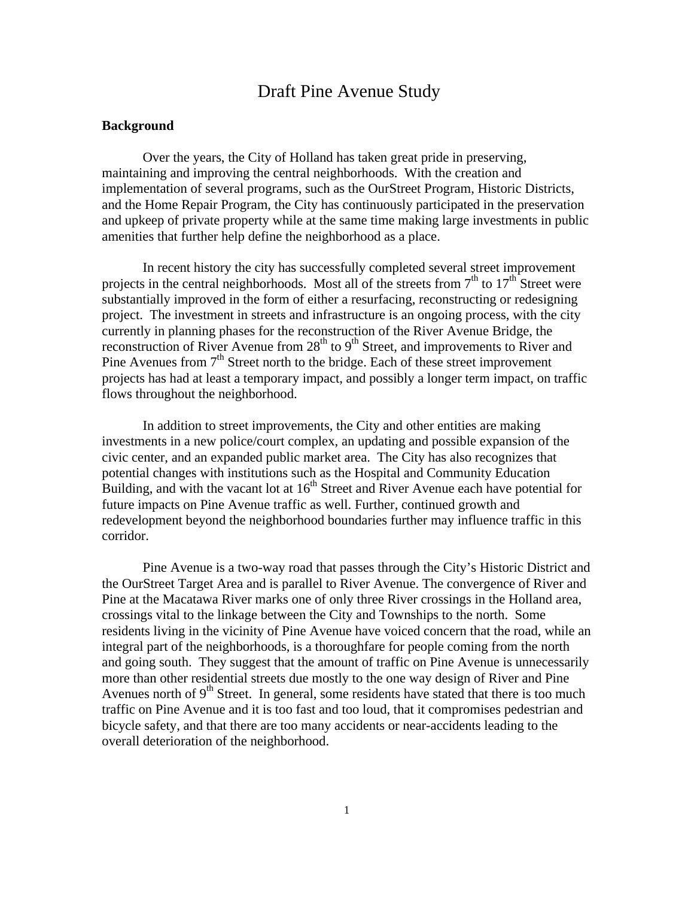# Draft Pine Avenue Study

## Background

Over the years, the City of Holland has taken great pride in preserving, maintaining and improving the central neighborhoods. With the creation and implementation of several programs, such as the OurStreet Program, Historic Districts, and the Home Repair Program, the City has continuously participated in the preservation and upkeep of private property while at the same time making large investments in public amenities that further help define the neighborhood as a place.

In recent history the city has successfully completed several street improvement projects in the central neighborhoods. Most all of the streets from 7th to 17th Street were substantially improved in the form of either a resurfacing, reconstructing or redesigning project. The investment in streets and infrastructure is an ongoing process, with the city currently in planning phases for the reconstruction of the River Avenue Bridge, the reconstruction of River Avenue from 28th to 9th Street, and improvements to River and Pine Avenues from 7th Street north to the bridge. Each of these street improvement projects has had at least a temporary impact, and possibly a longer term impact, on traffic flows throughout the neighborhood.

In addition to street improvements, the City and other entities are making investments in a new police/court complex, an updating and possible expansion of the civic center, and an expanded public market area. The City has also recognizes that potential changes with institutions such as the Hospital and Community Education Building, and with the vacant lot at 16th Street and River Avenue each have potential for future impacts on Pine Avenue traffic as well. Further, continued growth and redevelopment beyond the neighborhood boundaries further may influence traffic in this corridor.

Pine Avenue is a two-way road that passes through the City's Historic District and the OurStreet Target Area and is parallel to River Avenue. The convergence of River and Pine at the Macatawa River marks one of only three River crossings in the Holland area, crossings vital to the linkage between the City and Townships to the north. Some residents living in the vicinity of Pine Avenue have voiced concern that the road, while an integral part of the neighborhoods, is a thoroughfare for people coming from the north and going south. They suggest that the amount of traffic on Pine Avenue is unnecessarily more than other residential streets due mostly to the one way design of River and Pine Avenues north of 9th Street. In general, some residents have stated that there is too much traffic on Pine Avenue and it is too fast and too loud, that it compromises pedestrian and bicycle safety, and that there are too many accidents or near-accidents leading to the overall deterioration of the neighborhood.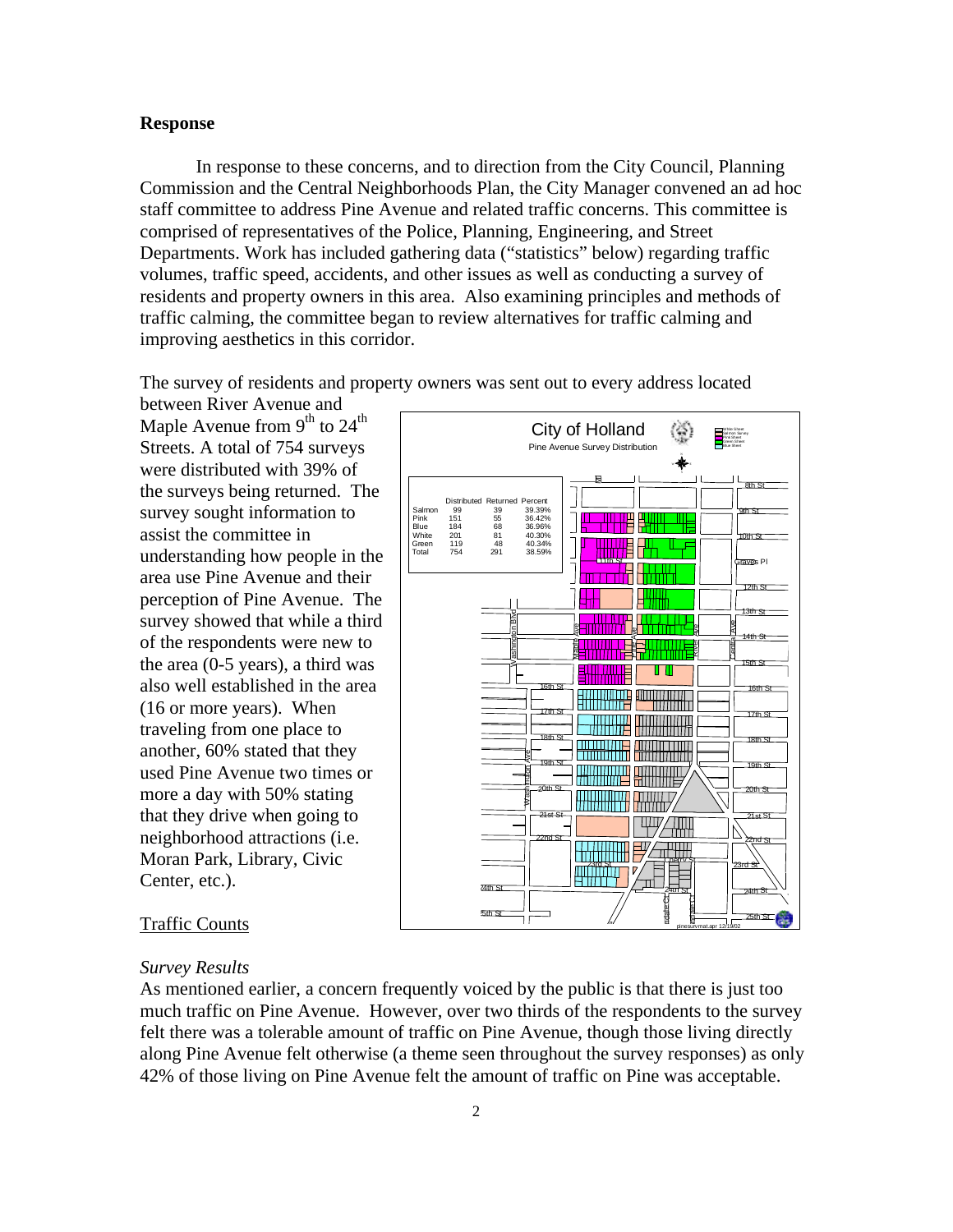**Response**

In response to these concerns, and to direction from the City Council, Planning Commission and the Central Neighborhoods Plan, the City Manager convened an ad hoc staff committee to address Pine Avenue and related traffic concerns. This committee is comprised of representatives of the Police, Planning, Engineering, and Street Departments. Work has included gathering data ("statistics" below) regarding traffic volumes, traffic speed, accidents, and other issues as well as conducting a survey of residents and property owners in this area. Also examining principles and methods of traffic calming, the committee began to review alternatives for traffic calming and improving aesthetics in this corridor.

The survey of residents and property owners was sent out to every address located between River Avenue and Maple Avenue from 9[th] to 24[th] Streets. A total of 754 surveys were distributed with 39% of the surveys being returned. The survey sought information to assist the committee in understanding how people in the area use Pine Avenue and their perception of Pine Avenue. The survey showed that while a third of the respondents were new to the area (0-5 years), a third was also well established in the area (16 or more years). When traveling from one place to another, 60% stated that they used Pine Avenue two times or more a day with 50% stating that they drive when going to neighborhood attractions (i.e. Moran Park, Library, Civic Center, etc.).

City of Holland
Pine Avenue Survey Distribution

| | Distributed | Returned | Percent |
|---|---|---|---|
| Salmon | 99 | 39 | 39.39% |
| Pink | 151 | 55 | 36.42% |
| Blue | 184 | 68 | 36.96% |
| White | 201 | 81 | 40.30% |
| Green | 119 | 48 | 40.34% |
| Total | 754 | 291 | 38.59% |

## Traffic Counts

### *Survey Results*

As mentioned earlier, a concern frequently voiced by the public is that there is just too much traffic on Pine Avenue. However, over two thirds of the respondents to the survey felt there was a tolerable amount of traffic on Pine Avenue, though those living directly along Pine Avenue felt otherwise (a theme seen throughout the survey responses) as only 42% of those living on Pine Avenue felt the amount of traffic on Pine was acceptable.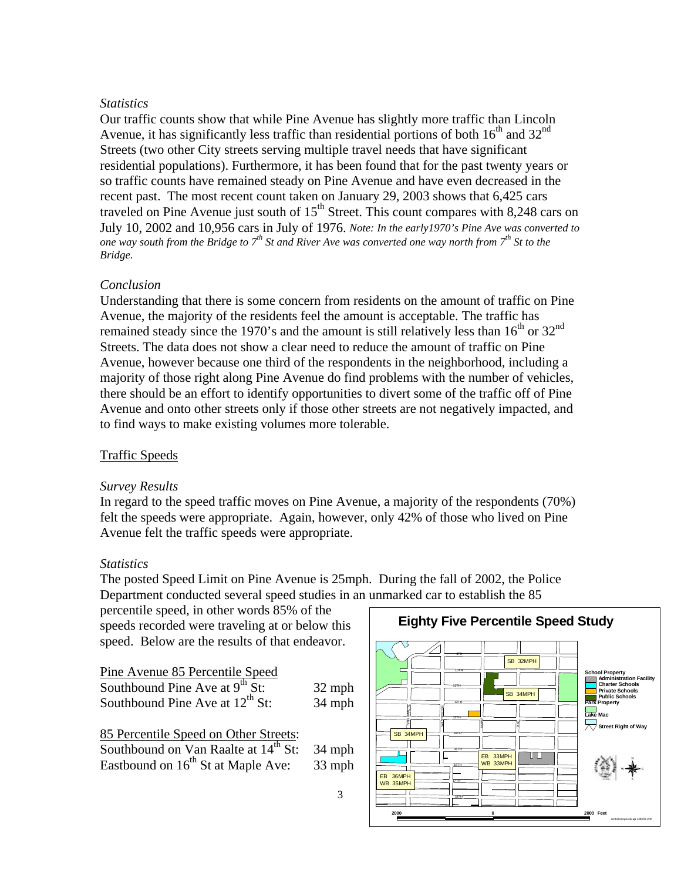*Statistics*

Our traffic counts show that while Pine Avenue has slightly more traffic than Lincoln Avenue, it has significantly less traffic than residential portions of both 16th and 32nd Streets (two other City streets serving multiple travel needs that have significant residential populations). Furthermore, it has been found that for the past twenty years or so traffic counts have remained steady on Pine Avenue and have even decreased in the recent past. The most recent count taken on January 29, 2003 shows that 6,425 cars traveled on Pine Avenue just south of 15th Street. This count compares with 8,248 cars on July 10, 2002 and 10,956 cars in July of 1976. *Note: In the early1970's Pine Ave was converted to one way south from the Bridge to 7th St and River Ave was converted one way north from 7th St to the Bridge.*

*Conclusion*

Understanding that there is some concern from residents on the amount of traffic on Pine Avenue, the majority of the residents feel the amount is acceptable. The traffic has remained steady since the 1970's and the amount is still relatively less than 16th or 32nd Streets. The data does not show a clear need to reduce the amount of traffic on Pine Avenue, however because one third of the respondents in the neighborhood, including a majority of those right along Pine Avenue do find problems with the number of vehicles, there should be an effort to identify opportunities to divert some of the traffic off of Pine Avenue and onto other streets only if those other streets are not negatively impacted, and to find ways to make existing volumes more tolerable.

## Traffic Speeds

*Survey Results*

In regard to the speed traffic moves on Pine Avenue, a majority of the respondents (70%) felt the speeds were appropriate. Again, however, only 42% of those who lived on Pine Avenue felt the traffic speeds were appropriate.

*Statistics*

The posted Speed Limit on Pine Avenue is 25mph. During the fall of 2002, the Police Department conducted several speed studies in an unmarked car to establish the 85 percentile speed, in other words 85% of the speeds recorded were traveling at or below this speed. Below are the results of that endeavor.

| Pine Avenue 85 Percentile Speed | |
|---|---|
| Southbound Pine Ave at 9th St: | 32 mph |
| Southbound Pine Ave at 12th St: | 34 mph |

| 85 Percentile Speed on Other Streets: | |
|---|---|
| Southbound on Van Raalte at 14th St: | 34 mph |
| Eastbound on 16th St at Maple Ave: | 33 mph |

**Eighty Five Percentile Speed Study**

SB 32MPH — SB 34MPH — SB 34MPH — EB 33MPH / WB 33MPH — EB 36MPH / WB 35MPH

School Property: Administration Facility, Charter Schools, Private Schools, Public Schools; Park Property; Lake Mac; Street Right of Way

2000 — 0 — 2000 Feet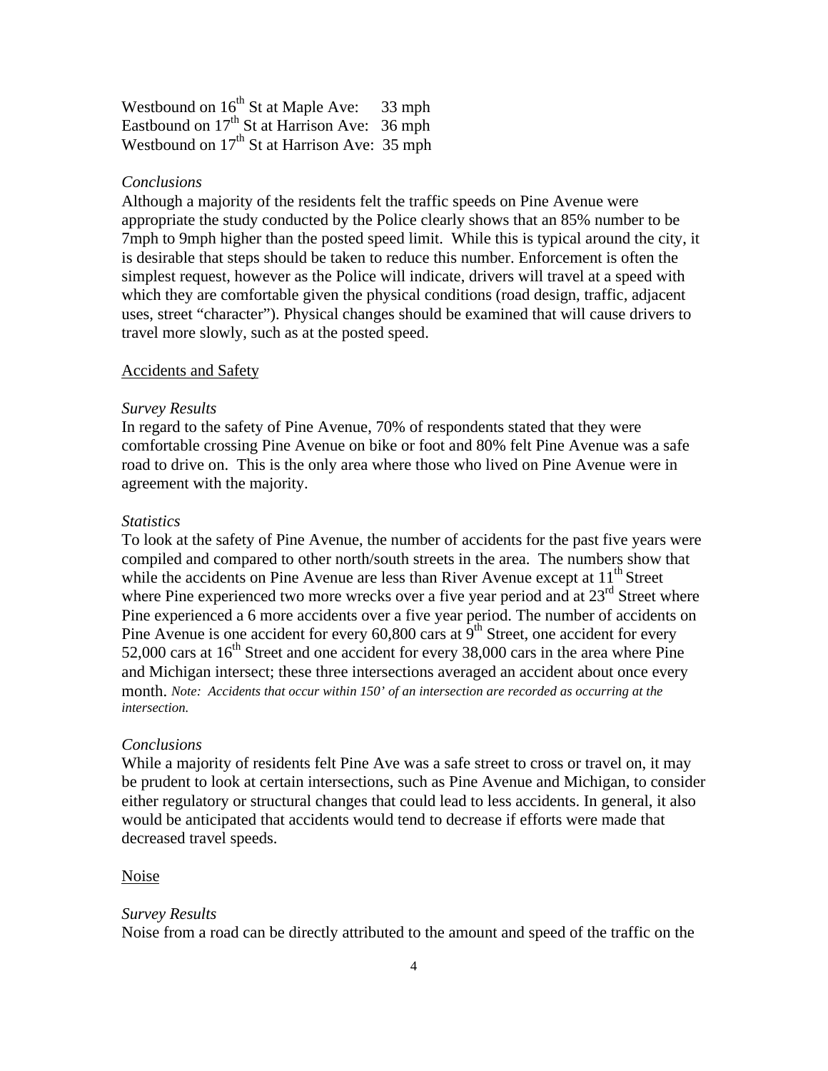Westbound on 16th St at Maple Ave: 33 mph  
Eastbound on 17th St at Harrison Ave: 36 mph  
Westbound on 17th St at Harrison Ave: 35 mph

*Conclusions*

Although a majority of the residents felt the traffic speeds on Pine Avenue were appropriate the study conducted by the Police clearly shows that an 85% number to be 7mph to 9mph higher than the posted speed limit. While this is typical around the city, it is desirable that steps should be taken to reduce this number. Enforcement is often the simplest request, however as the Police will indicate, drivers will travel at a speed with which they are comfortable given the physical conditions (road design, traffic, adjacent uses, street "character"). Physical changes should be examined that will cause drivers to travel more slowly, such as at the posted speed.

<u>Accidents and Safety</u>

*Survey Results*

In regard to the safety of Pine Avenue, 70% of respondents stated that they were comfortable crossing Pine Avenue on bike or foot and 80% felt Pine Avenue was a safe road to drive on. This is the only area where those who lived on Pine Avenue were in agreement with the majority.

*Statistics*

To look at the safety of Pine Avenue, the number of accidents for the past five years were compiled and compared to other north/south streets in the area. The numbers show that while the accidents on Pine Avenue are less than River Avenue except at 11th Street where Pine experienced two more wrecks over a five year period and at 23rd Street where Pine experienced a 6 more accidents over a five year period. The number of accidents on Pine Avenue is one accident for every 60,800 cars at 9th Street, one accident for every 52,000 cars at 16th Street and one accident for every 38,000 cars in the area where Pine and Michigan intersect; these three intersections averaged an accident about once every month. *Note: Accidents that occur within 150' of an intersection are recorded as occurring at the intersection.*

*Conclusions*

While a majority of residents felt Pine Ave was a safe street to cross or travel on, it may be prudent to look at certain intersections, such as Pine Avenue and Michigan, to consider either regulatory or structural changes that could lead to less accidents. In general, it also would be anticipated that accidents would tend to decrease if efforts were made that decreased travel speeds.

<u>Noise</u>

*Survey Results*

Noise from a road can be directly attributed to the amount and speed of the traffic on the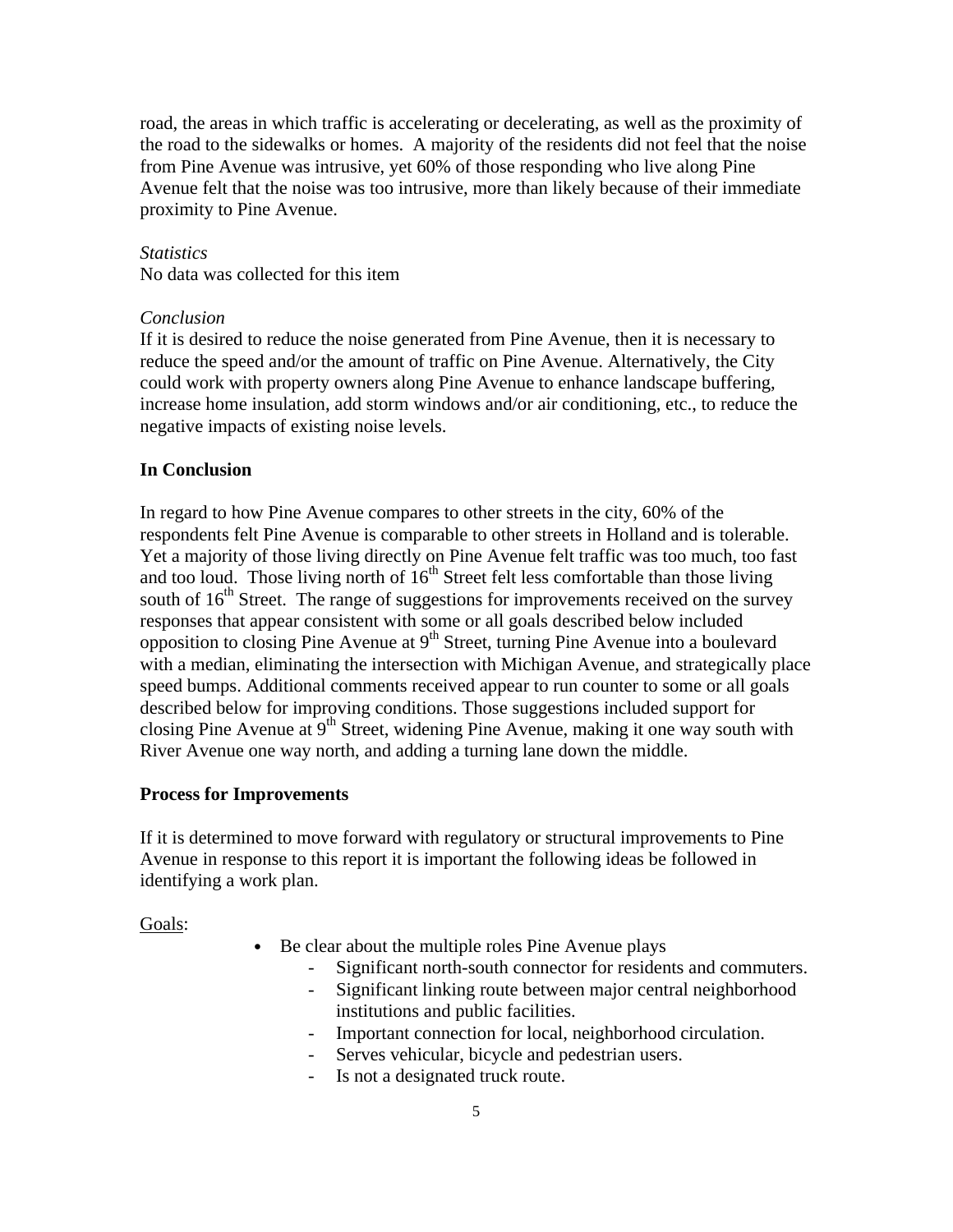road, the areas in which traffic is accelerating or decelerating, as well as the proximity of the road to the sidewalks or homes. A majority of the residents did not feel that the noise from Pine Avenue was intrusive, yet 60% of those responding who live along Pine Avenue felt that the noise was too intrusive, more than likely because of their immediate proximity to Pine Avenue.

*Statistics*
No data was collected for this item

*Conclusion*
If it is desired to reduce the noise generated from Pine Avenue, then it is necessary to reduce the speed and/or the amount of traffic on Pine Avenue. Alternatively, the City could work with property owners along Pine Avenue to enhance landscape buffering, increase home insulation, add storm windows and/or air conditioning, etc., to reduce the negative impacts of existing noise levels.

**In Conclusion**

In regard to how Pine Avenue compares to other streets in the city, 60% of the respondents felt Pine Avenue is comparable to other streets in Holland and is tolerable. Yet a majority of those living directly on Pine Avenue felt traffic was too much, too fast and too loud. Those living north of 16th Street felt less comfortable than those living south of 16th Street. The range of suggestions for improvements received on the survey responses that appear consistent with some or all goals described below included opposition to closing Pine Avenue at 9th Street, turning Pine Avenue into a boulevard with a median, eliminating the intersection with Michigan Avenue, and strategically place speed bumps. Additional comments received appear to run counter to some or all goals described below for improving conditions. Those suggestions included support for closing Pine Avenue at 9th Street, widening Pine Avenue, making it one way south with River Avenue one way north, and adding a turning lane down the middle.

**Process for Improvements**

If it is determined to move forward with regulatory or structural improvements to Pine Avenue in response to this report it is important the following ideas be followed in identifying a work plan.

Goals:

- Be clear about the multiple roles Pine Avenue plays
  - Significant north-south connector for residents and commuters.
  - Significant linking route between major central neighborhood institutions and public facilities.
  - Important connection for local, neighborhood circulation.
  - Serves vehicular, bicycle and pedestrian users.
  - Is not a designated truck route.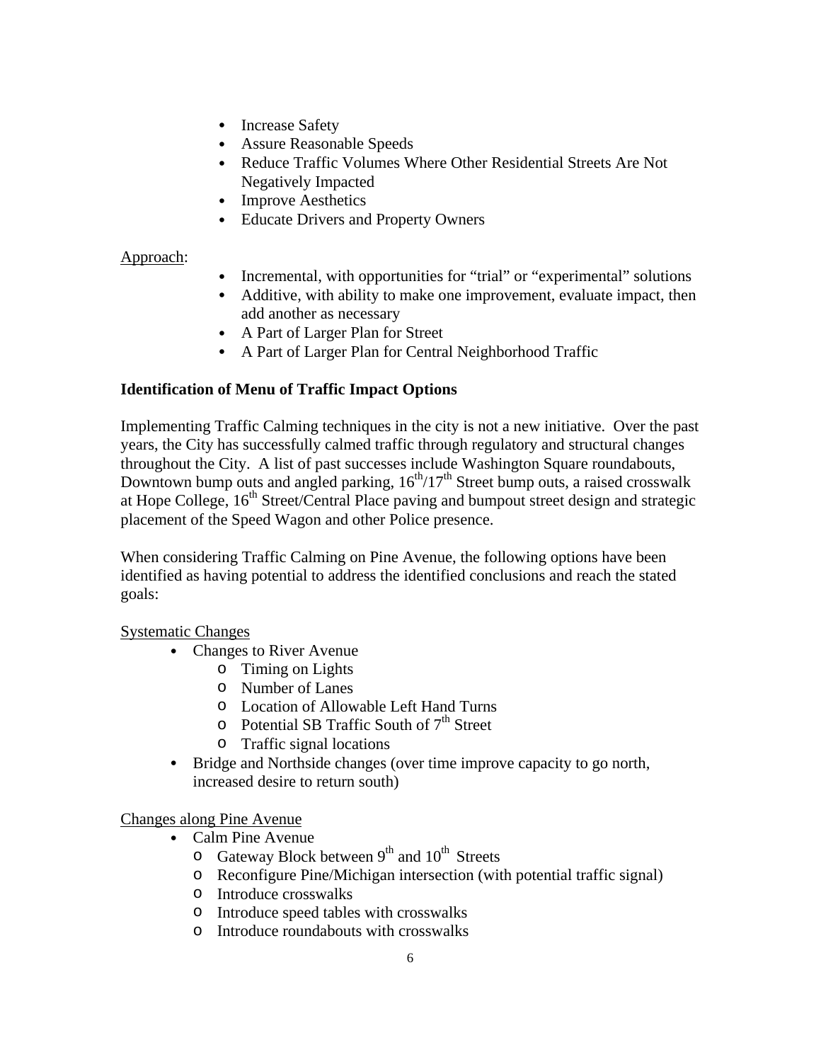- Increase Safety
- Assure Reasonable Speeds
- Reduce Traffic Volumes Where Other Residential Streets Are Not Negatively Impacted
- Improve Aesthetics
- Educate Drivers and Property Owners

Approach:

- Incremental, with opportunities for "trial" or "experimental" solutions
- Additive, with ability to make one improvement, evaluate impact, then add another as necessary
- A Part of Larger Plan for Street
- A Part of Larger Plan for Central Neighborhood Traffic

**Identification of Menu of Traffic Impact Options**

Implementing Traffic Calming techniques in the city is not a new initiative. Over the past years, the City has successfully calmed traffic through regulatory and structural changes throughout the City. A list of past successes include Washington Square roundabouts, Downtown bump outs and angled parking, 16th/17th Street bump outs, a raised crosswalk at Hope College, 16th Street/Central Place paving and bumpout street design and strategic placement of the Speed Wagon and other Police presence.

When considering Traffic Calming on Pine Avenue, the following options have been identified as having potential to address the identified conclusions and reach the stated goals:

Systematic Changes

- Changes to River Avenue
  - Timing on Lights
  - Number of Lanes
  - Location of Allowable Left Hand Turns
  - Potential SB Traffic South of 7th Street
  - Traffic signal locations
- Bridge and Northside changes (over time improve capacity to go north, increased desire to return south)

Changes along Pine Avenue

- Calm Pine Avenue
  - Gateway Block between 9th and 10th Streets
  - Reconfigure Pine/Michigan intersection (with potential traffic signal)
  - Introduce crosswalks
  - Introduce speed tables with crosswalks
  - Introduce roundabouts with crosswalks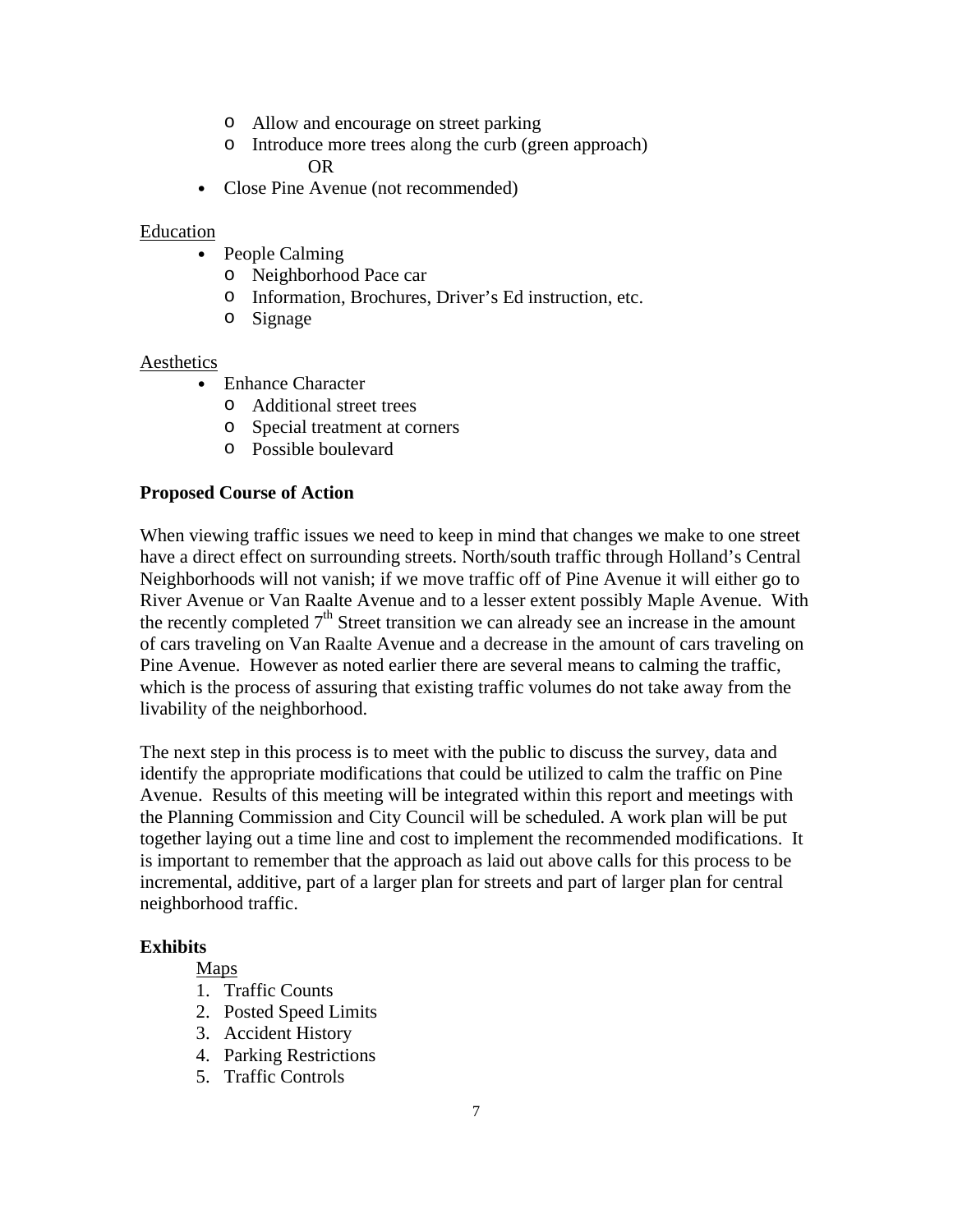- Allow and encourage on street parking
  - Introduce more trees along the curb (green approach)

    OR

- Close Pine Avenue (not recommended)

<u>Education</u>

- People Calming
  - Neighborhood Pace car
  - Information, Brochures, Driver's Ed instruction, etc.
  - Signage

<u>Aesthetics</u>

- Enhance Character
  - Additional street trees
  - Special treatment at corners
  - Possible boulevard

**Proposed Course of Action**

When viewing traffic issues we need to keep in mind that changes we make to one street have a direct effect on surrounding streets. North/south traffic through Holland's Central Neighborhoods will not vanish; if we move traffic off of Pine Avenue it will either go to River Avenue or Van Raalte Avenue and to a lesser extent possibly Maple Avenue. With the recently completed 7th Street transition we can already see an increase in the amount of cars traveling on Van Raalte Avenue and a decrease in the amount of cars traveling on Pine Avenue. However as noted earlier there are several means to calming the traffic, which is the process of assuring that existing traffic volumes do not take away from the livability of the neighborhood.

The next step in this process is to meet with the public to discuss the survey, data and identify the appropriate modifications that could be utilized to calm the traffic on Pine Avenue. Results of this meeting will be integrated within this report and meetings with the Planning Commission and City Council will be scheduled. A work plan will be put together laying out a time line and cost to implement the recommended modifications. It is important to remember that the approach as laid out above calls for this process to be incremental, additive, part of a larger plan for streets and part of larger plan for central neighborhood traffic.

**Exhibits**

<u>Maps</u>

1. Traffic Counts
2. Posted Speed Limits
3. Accident History
4. Parking Restrictions
5. Traffic Controls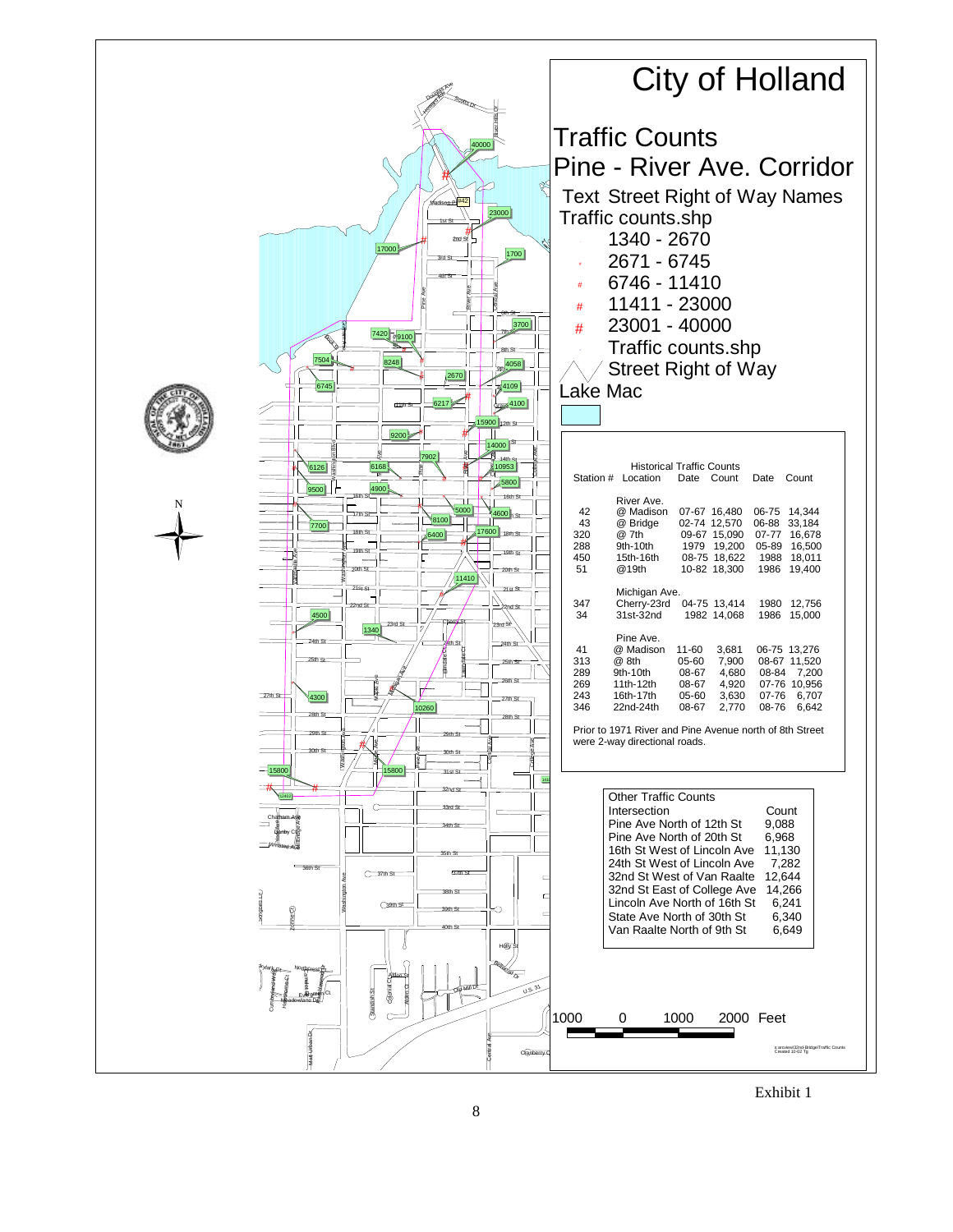# City of Holland

## Traffic Counts
## Pine - River Ave. Corridor

Text Street Right of Way Names

Traffic counts.shp

- 1340 - 2670
- 2671 - 6745
- 6746 - 11410
- 11411 - 23000
- 23001 - 40000

Traffic counts.shp

Street Right of Way

Lake Mac

### Historical Traffic Counts

| Station # | Location | Date | Count | Date | Count |
|---|---|---|---|---|---|
| | River Ave. | | | | |
| 42 | @ Madison | 07-67 | 16,480 | 06-75 | 14,344 |
| 43 | @ Bridge | 02-74 | 12,570 | 06-88 | 33,184 |
| 320 | @ 7th | 09-67 | 15,090 | 07-77 | 16,678 |
| 288 | 9th-10th | 1979 | 19,200 | 05-89 | 16,500 |
| 450 | 15th-16th | 08-75 | 18,622 | 1988 | 18,011 |
| 51 | @19th | 10-82 | 18,300 | 1986 | 19,400 |
| | Michigan Ave. | | | | |
| 347 | Cherry-23rd | 04-75 | 13,414 | 1980 | 12,756 |
| 34 | 31st-32nd | 1982 | 14,068 | 1986 | 15,000 |
| | Pine Ave. | | | | |
| 41 | @ Madison | 11-60 | 3,681 | 06-75 | 13,276 |
| 313 | @ 8th | 05-60 | 7,900 | 08-67 | 11,520 |
| 289 | 9th-10th | 08-67 | 4,680 | 08-84 | 7,200 |
| 269 | 11th-12th | 08-67 | 4,920 | 07-76 | 10,956 |
| 243 | 16th-17th | 05-60 | 3,630 | 07-76 | 6,707 |
| 346 | 22nd-24th | 08-67 | 2,770 | 08-76 | 6,642 |

Prior to 1971 River and Pine Avenue north of 8th Street were 2-way directional roads.

### Other Traffic Counts

| Intersection | Count |
|---|---|
| Pine Ave North of 12th St | 9,088 |
| Pine Ave North of 20th St | 6,968 |
| 16th St West of Lincoln Ave | 11,130 |
| 24th St West of Lincoln Ave | 7,282 |
| 32nd St West of Van Raalte | 12,644 |
| 32nd St East of College Ave | 14,266 |
| Lincoln Ave North of 16th St | 6,241 |
| State Ave North of 30th St | 6,340 |
| Van Raalte North of 9th St | 6,649 |

1000 0 1000 2000 Feet

Exhibit 1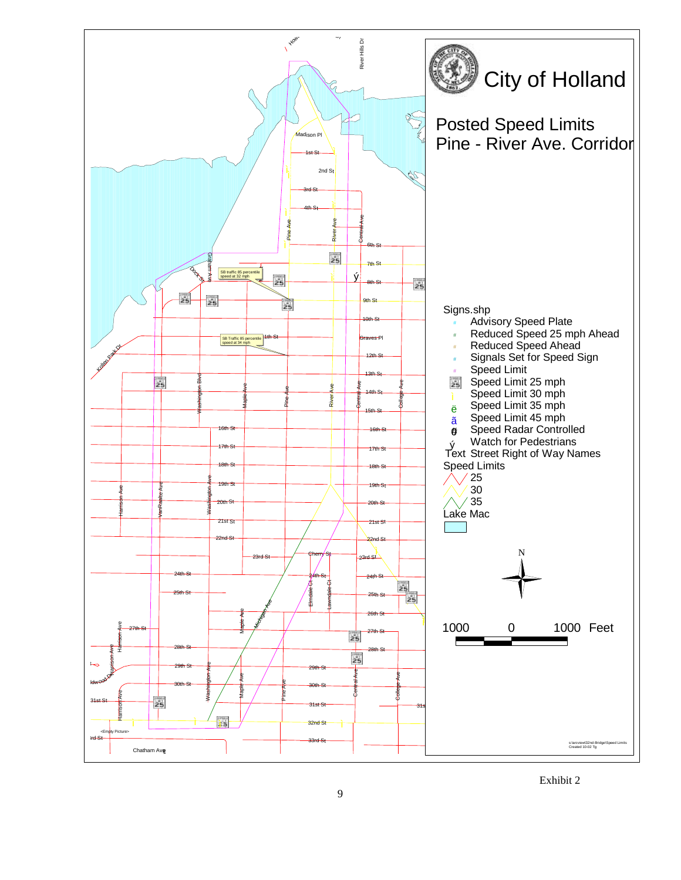# City of Holland

## Posted Speed Limits
## Pine - River Ave. Corridor

SB traffic 85 percentile speed at 32 mph

SB Traffic 85 percentile speed at 34 mph

Signs.shp
- Advisory Speed Plate
- Reduced Speed 25 mph Ahead
- Reduced Speed Ahead
- Signals Set for Speed Sign
- Speed Limit
- Speed Limit 25 mph
- Speed Limit 30 mph
- Speed Limit 35 mph
- Speed Limit 45 mph
- Speed Radar Controlled
- Watch for Pedestrians

Text Street Right of Way Names

Speed Limits
- 25
- 30
- 35

Lake Mac

N

1000 0 1000 Feet

s:\arcview\32nd-Bridge\Speed Limits
Created 10-02 Tg

Exhibit 2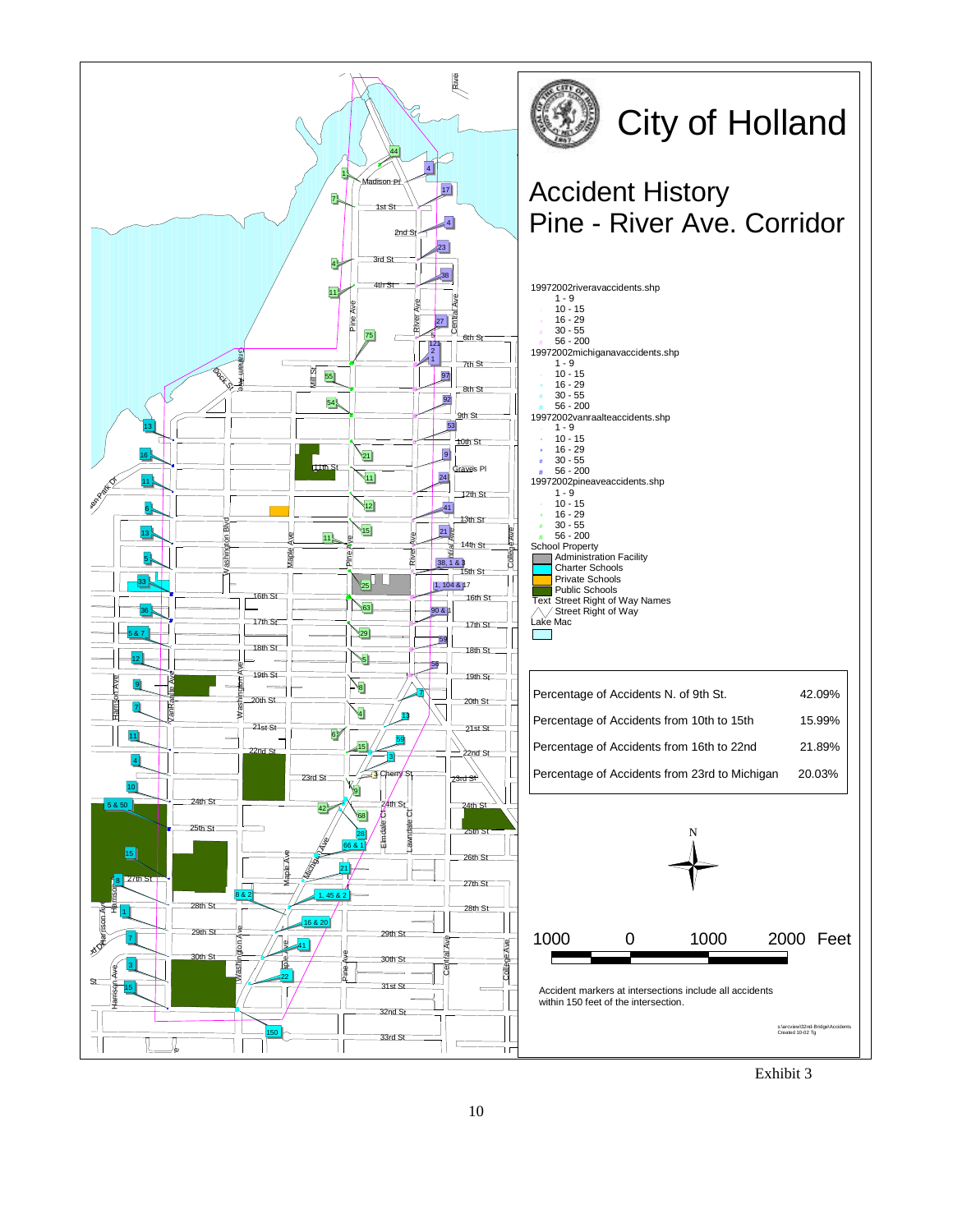# City of Holland

## Accident History
## Pine - River Ave. Corridor

19972002riveravaccidents.shp
- 1 - 9
- 10 - 15
- 16 - 29
- 30 - 55
- 56 - 200

19972002michiganavaccidents.shp
- 1 - 9
- 10 - 15
- 16 - 29
- 30 - 55
- 56 - 200

19972002vanraalteaccidents.shp
- 1 - 9
- 10 - 15
- 16 - 29
- 30 - 55
- 56 - 200

19972002pineaveaccidents.shp
- 1 - 9
- 10 - 15
- 16 - 29
- 30 - 55
- 56 - 200

School Property
- Administration Facility
- Charter Schools
- Private Schools
- Public Schools

Text Street Right of Way Names

Street Right of Way

Lake Mac

| | |
|---|---|
| Percentage of Accidents N. of 9th St. | 42.09% |
| Percentage of Accidents from 10th to 15th | 15.99% |
| Percentage of Accidents from 16th to 22nd | 21.89% |
| Percentage of Accidents from 23rd to Michigan | 20.03% |

N

1000 0 1000 2000 Feet

Accident markers at intersections include all accidents within 150 feet of the intersection.

s:\arcview\32nd-Bridge\Accidents
Created 10-02 Tg

Exhibit 3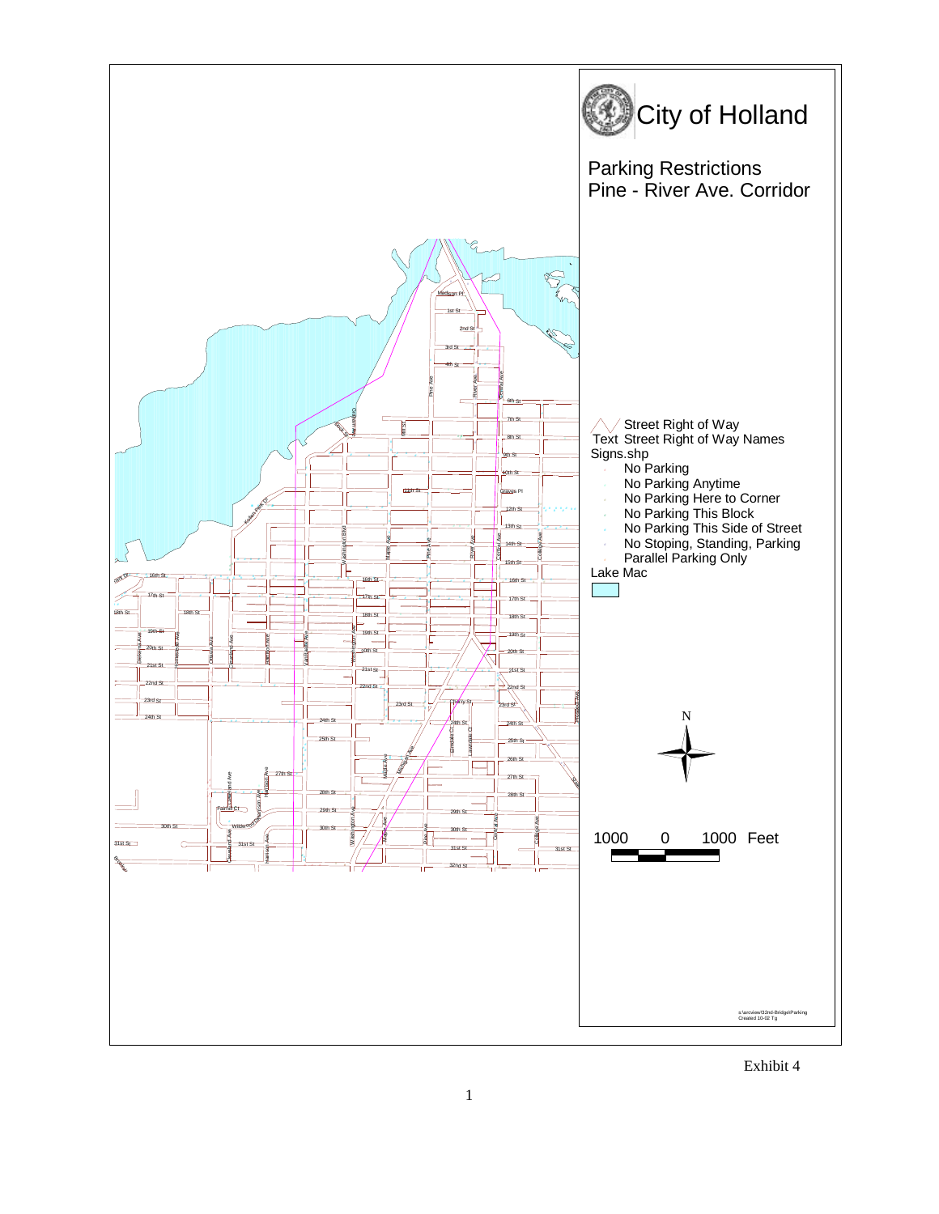# City of Holland

## Parking Restrictions
## Pine - River Ave. Corridor

Street Right of Way
Text Street Right of Way Names
Signs.shp
- No Parking
- No Parking Anytime
- No Parking Here to Corner
- No Parking This Block
- No Parking This Side of Street
- No Stoping, Standing, Parking
- Parallel Parking Only

Lake Mac

N

1000 0 1000 Feet

s:\arcview\32nd-Bridge\Parking
Created 10-02 Tg

Exhibit 4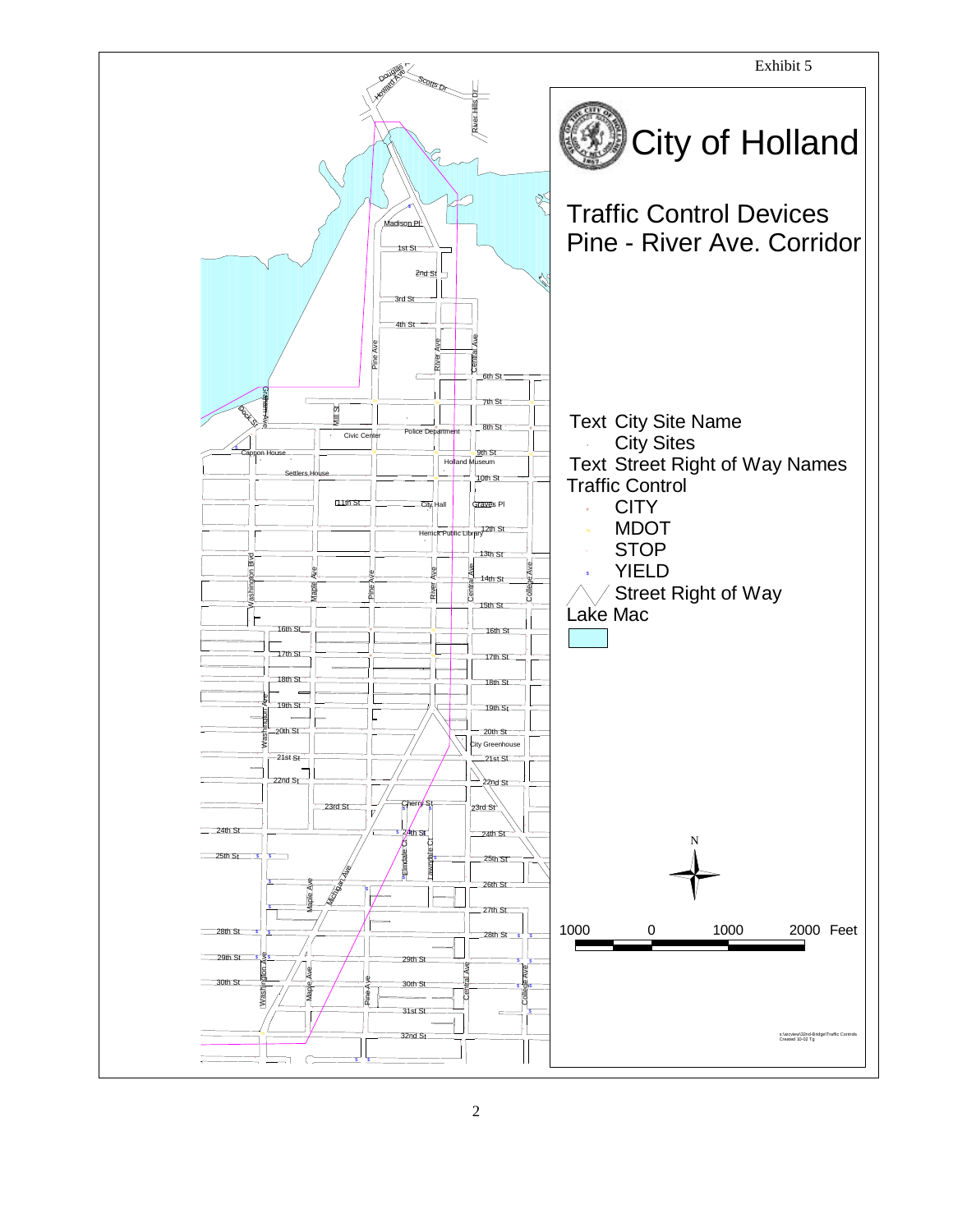Exhibit 5

# City of Holland

## Traffic Control Devices
## Pine - River Ave. Corridor

Text City Site Name

City Sites

Text Street Right of Way Names

Traffic Control

- CITY
- MDOT
- STOP
- YIELD

Street Right of Way

Lake Mac

N

1000 0 1000 2000 Feet

s:\arcview\32nd-Bridge\Traffic Controls
Created 10-02 Tg